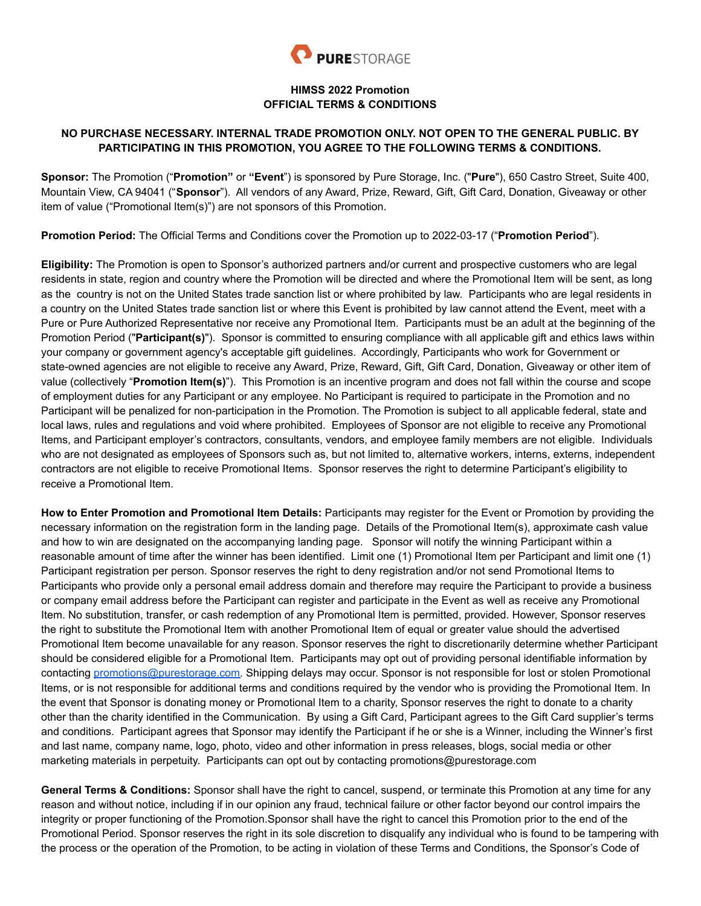PURESTORAGE

**HIMSS 2022 Promotion**
**OFFICIAL TERMS & CONDITIONS**

**NO PURCHASE NECESSARY. INTERNAL TRADE PROMOTION ONLY. NOT OPEN TO THE GENERAL PUBLIC. BY PARTICIPATING IN THIS PROMOTION, YOU AGREE TO THE FOLLOWING TERMS & CONDITIONS.**

**Sponsor:** The Promotion ("**Promotion"** or **"Event**") is sponsored by Pure Storage, Inc. ("**Pure**"), 650 Castro Street, Suite 400, Mountain View, CA 94041 ("**Sponsor**"). All vendors of any Award, Prize, Reward, Gift, Gift Card, Donation, Giveaway or other item of value ("Promotional Item(s)") are not sponsors of this Promotion.

**Promotion Period:** The Official Terms and Conditions cover the Promotion up to 2022-03-17 ("**Promotion Period**").

**Eligibility:** The Promotion is open to Sponsor's authorized partners and/or current and prospective customers who are legal residents in state, region and country where the Promotion will be directed and where the Promotional Item will be sent, as long as the country is not on the United States trade sanction list or where prohibited by law. Participants who are legal residents in a country on the United States trade sanction list or where this Event is prohibited by law cannot attend the Event, meet with a Pure or Pure Authorized Representative nor receive any Promotional Item. Participants must be an adult at the beginning of the Promotion Period ("**Participant(s)**"). Sponsor is committed to ensuring compliance with all applicable gift and ethics laws within your company or government agency's acceptable gift guidelines. Accordingly, Participants who work for Government or state-owned agencies are not eligible to receive any Award, Prize, Reward, Gift, Gift Card, Donation, Giveaway or other item of value (collectively "**Promotion Item(s)**"). This Promotion is an incentive program and does not fall within the course and scope of employment duties for any Participant or any employee. No Participant is required to participate in the Promotion and no Participant will be penalized for non-participation in the Promotion. The Promotion is subject to all applicable federal, state and local laws, rules and regulations and void where prohibited. Employees of Sponsor are not eligible to receive any Promotional Items, and Participant employer's contractors, consultants, vendors, and employee family members are not eligible. Individuals who are not designated as employees of Sponsors such as, but not limited to, alternative workers, interns, externs, independent contractors are not eligible to receive Promotional Items. Sponsor reserves the right to determine Participant's eligibility to receive a Promotional Item.

**How to Enter Promotion and Promotional Item Details:** Participants may register for the Event or Promotion by providing the necessary information on the registration form in the landing page. Details of the Promotional Item(s), approximate cash value and how to win are designated on the accompanying landing page. Sponsor will notify the winning Participant within a reasonable amount of time after the winner has been identified. Limit one (1) Promotional Item per Participant and limit one (1) Participant registration per person. Sponsor reserves the right to deny registration and/or not send Promotional Items to Participants who provide only a personal email address domain and therefore may require the Participant to provide a business or company email address before the Participant can register and participate in the Event as well as receive any Promotional Item. No substitution, transfer, or cash redemption of any Promotional Item is permitted, provided. However, Sponsor reserves the right to substitute the Promotional Item with another Promotional Item of equal or greater value should the advertised Promotional Item become unavailable for any reason. Sponsor reserves the right to discretionarily determine whether Participant should be considered eligible for a Promotional Item. Participants may opt out of providing personal identifiable information by contacting promotions@purestorage.com. Shipping delays may occur. Sponsor is not responsible for lost or stolen Promotional Items, or is not responsible for additional terms and conditions required by the vendor who is providing the Promotional Item. In the event that Sponsor is donating money or Promotional Item to a charity, Sponsor reserves the right to donate to a charity other than the charity identified in the Communication. By using a Gift Card, Participant agrees to the Gift Card supplier's terms and conditions. Participant agrees that Sponsor may identify the Participant if he or she is a Winner, including the Winner's first and last name, company name, logo, photo, video and other information in press releases, blogs, social media or other marketing materials in perpetuity. Participants can opt out by contacting promotions@purestorage.com

**General Terms & Conditions:** Sponsor shall have the right to cancel, suspend, or terminate this Promotion at any time for any reason and without notice, including if in our opinion any fraud, technical failure or other factor beyond our control impairs the integrity or proper functioning of the Promotion.Sponsor shall have the right to cancel this Promotion prior to the end of the Promotional Period. Sponsor reserves the right in its sole discretion to disqualify any individual who is found to be tampering with the process or the operation of the Promotion, to be acting in violation of these Terms and Conditions, the Sponsor's Code of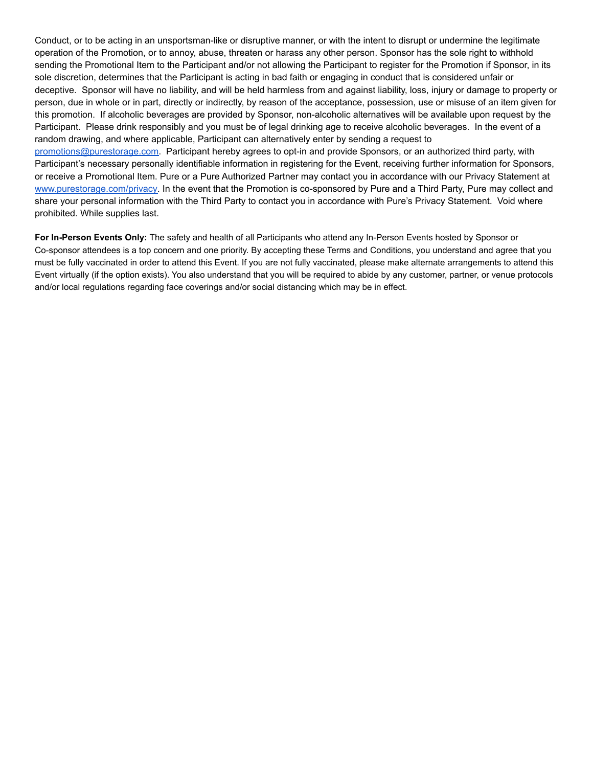Conduct, or to be acting in an unsportsman-like or disruptive manner, or with the intent to disrupt or undermine the legitimate operation of the Promotion, or to annoy, abuse, threaten or harass any other person. Sponsor has the sole right to withhold sending the Promotional Item to the Participant and/or not allowing the Participant to register for the Promotion if Sponsor, in its sole discretion, determines that the Participant is acting in bad faith or engaging in conduct that is considered unfair or deceptive. Sponsor will have no liability, and will be held harmless from and against liability, loss, injury or damage to property or person, due in whole or in part, directly or indirectly, by reason of the acceptance, possession, use or misuse of an item given for this promotion. If alcoholic beverages are provided by Sponsor, non-alcoholic alternatives will be available upon request by the Participant. Please drink responsibly and you must be of legal drinking age to receive alcoholic beverages. In the event of a random drawing, and where applicable, Participant can alternatively enter by sending a request to [promotions@purestorage.com](mailto:promotions@purestorage.com). Participant hereby agrees to opt-in and provide Sponsors, or an authorized third party, with Participant's necessary personally identifiable information in registering for the Event, receiving further information for Sponsors, or receive a Promotional Item. Pure or a Pure Authorized Partner may contact you in accordance with our Privacy Statement at [www.purestorage.com/privacy](http://www.purestorage.com/privacy). In the event that the Promotion is co-sponsored by Pure and a Third Party, Pure may collect and share your personal information with the Third Party to contact you in accordance with Pure's Privacy Statement. Void where prohibited. While supplies last.

**For In-Person Events Only:** The safety and health of all Participants who attend any In-Person Events hosted by Sponsor or Co-sponsor attendees is a top concern and one priority. By accepting these Terms and Conditions, you understand and agree that you must be fully vaccinated in order to attend this Event. If you are not fully vaccinated, please make alternate arrangements to attend this Event virtually (if the option exists). You also understand that you will be required to abide by any customer, partner, or venue protocols and/or local regulations regarding face coverings and/or social distancing which may be in effect.